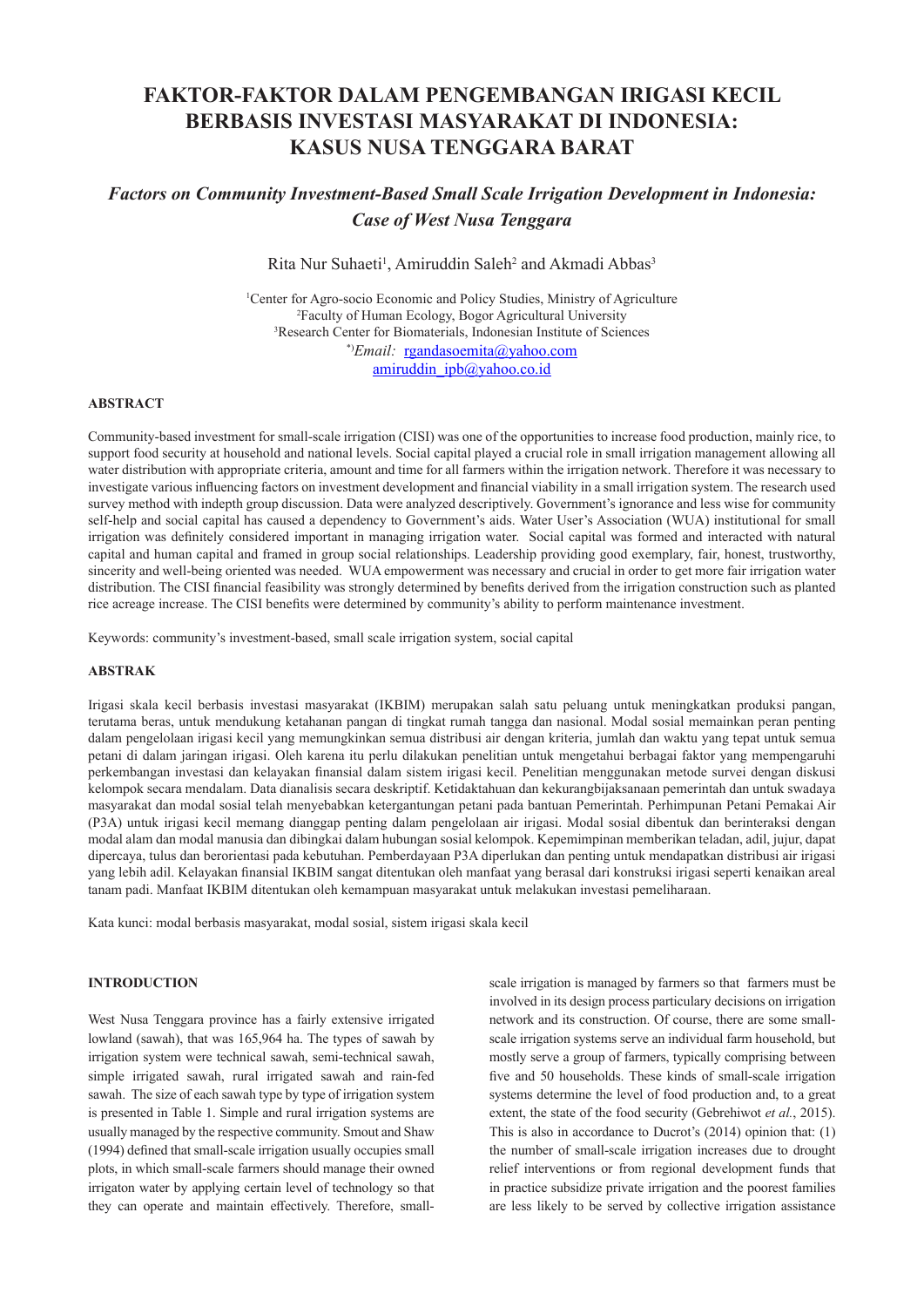# FAKTOR-FAKTOR DALAM PENGEMBANGAN IRIGASI KECIL BERBASIS INVESTASI MASYARAKAT DI INDONESIA: KASUS NUSA TENGGARA BARAT

## *Factors on Community Investment-Based Small Scale Irrigation Development in Indonesia: Case of West Nusa Tenggara*

Rita Nur Suhaeti[1], Amiruddin Saleh[2] and Akmadi Abbas[3]

[1]Center for Agro-socio Economic and Policy Studies, Ministry of Agriculture
[2]Faculty of Human Ecology, Bogor Agricultural University
[3]Research Center for Biomaterials, Indonesian Institute of Sciences
[*)]*Email:* rgandasoemita@yahoo.com
amiruddin_ipb@yahoo.co.id

### ABSTRACT

Community-based investment for small-scale irrigation (CISI) was one of the opportunities to increase food production, mainly rice, to support food security at household and national levels. Social capital played a crucial role in small irrigation management allowing all water distribution with appropriate criteria, amount and time for all farmers within the irrigation network. Therefore it was necessary to investigate various influencing factors on investment development and financial viability in a small irrigation system. The research used survey method with indepth group discussion. Data were analyzed descriptively. Government's ignorance and less wise for community self-help and social capital has caused a dependency to Government's aids. Water User's Association (WUA) institutional for small irrigation was definitely considered important in managing irrigation water. Social capital was formed and interacted with natural capital and human capital and framed in group social relationships. Leadership providing good exemplary, fair, honest, trustworthy, sincerity and well-being oriented was needed. WUA empowerment was necessary and crucial in order to get more fair irrigation water distribution. The CISI financial feasibility was strongly determined by benefits derived from the irrigation construction such as planted rice acreage increase. The CISI benefits were determined by community's ability to perform maintenance investment.

Keywords: community's investment-based, small scale irrigation system, social capital

### ABSTRAK

Irigasi skala kecil berbasis investasi masyarakat (IKBIM) merupakan salah satu peluang untuk meningkatkan produksi pangan, terutama beras, untuk mendukung ketahanan pangan di tingkat rumah tangga dan nasional. Modal sosial memainkan peran penting dalam pengelolaan irigasi kecil yang memungkinkan semua distribusi air dengan kriteria, jumlah dan waktu yang tepat untuk semua petani di dalam jaringan irigasi. Oleh karena itu perlu dilakukan penelitian untuk mengetahui berbagai faktor yang mempengaruhi perkembangan investasi dan kelayakan finansial dalam sistem irigasi kecil. Penelitian menggunakan metode survei dengan diskusi kelompok secara mendalam. Data dianalisis secara deskriptif. Ketidaktahuan dan kekurangbijaksanaan pemerintah dan untuk swadaya masyarakat dan modal sosial telah menyebabkan ketergantungan petani pada bantuan Pemerintah. Perhimpunan Petani Pemakai Air (P3A) untuk irigasi kecil memang dianggap penting dalam pengelolaan air irigasi. Modal sosial dibentuk dan berinteraksi dengan modal alam dan modal manusia dan dibingkai dalam hubungan sosial kelompok. Kepemimpinan memberikan teladan, adil, jujur, dapat dipercaya, tulus dan berorientasi pada kebutuhan. Pemberdayaan P3A diperlukan dan penting untuk mendapatkan distribusi air irigasi yang lebih adil. Kelayakan finansial IKBIM sangat ditentukan oleh manfaat yang berasal dari konstruksi irigasi seperti kenaikan areal tanam padi. Manfaat IKBIM ditentukan oleh kemampuan masyarakat untuk melakukan investasi pemeliharaan.

Kata kunci: modal berbasis masyarakat, modal sosial, sistem irigasi skala kecil

### INTRODUCTION

West Nusa Tenggara province has a fairly extensive irrigated lowland (sawah), that was 165,964 ha. The types of sawah by irrigation system were technical sawah, semi-technical sawah, simple irrigated sawah, rural irrigated sawah and rain-fed sawah. The size of each sawah type by type of irrigation system is presented in Table 1. Simple and rural irrigation systems are usually managed by the respective community. Smout and Shaw (1994) defined that small-scale irrigation usually occupies small plots, in which small-scale farmers should manage their owned irrigaton water by applying certain level of technology so that they can operate and maintain effectively. Therefore, small-scale irrigation is managed by farmers so that farmers must be involved in its design process particulary decisions on irrigation network and its construction. Of course, there are some small-scale irrigation systems serve an individual farm household, but mostly serve a group of farmers, typically comprising between five and 50 households. These kinds of small-scale irrigation systems determine the level of food production and, to a great extent, the state of the food security (Gebrehiwot *et al.*, 2015). This is also in accordance to Ducrot's (2014) opinion that: (1) the number of small-scale irrigation increases due to drought relief interventions or from regional development funds that in practice subsidize private irrigation and the poorest families are less likely to be served by collective irrigation assistance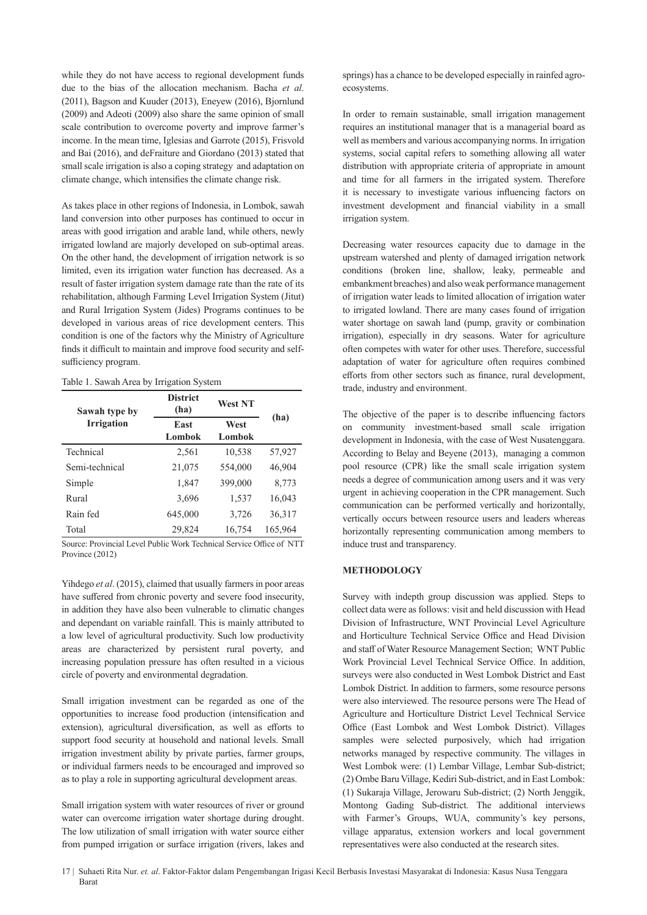while they do not have access to regional development funds due to the bias of the allocation mechanism. Bacha *et al*. (2011), Bagson and Kuuder (2013), Eneyew (2016), Bjornlund (2009) and Adeoti (2009) also share the same opinion of small scale contribution to overcome poverty and improve farmer's income. In the mean time, Iglesias and Garrote (2015), Frisvold and Bai (2016), and deFraiture and Giordano (2013) stated that small scale irrigation is also a coping strategy and adaptation on climate change, which intensifies the climate change risk.

As takes place in other regions of Indonesia, in Lombok, sawah land conversion into other purposes has continued to occur in areas with good irrigation and arable land, while others, newly irrigated lowland are majorly developed on sub-optimal areas. On the other hand, the development of irrigation network is so limited, even its irrigation water function has decreased. As a result of faster irrigation system damage rate than the rate of its rehabilitation, although Farming Level Irrigation System (Jitut) and Rural Irrigation System (Jides) Programs continues to be developed in various areas of rice development centers. This condition is one of the factors why the Ministry of Agriculture finds it difficult to maintain and improve food security and self-sufficiency program.

Table 1. Sawah Area by Irrigation System

| Sawah type by Irrigation | District (ha) | West NT | (ha) |
|---|---|---|---|
| | East Lombok | West Lombok | |
| Technical | 2,561 | 10,538 | 57,927 |
| Semi-technical | 21,075 | 554,000 | 46,904 |
| Simple | 1,847 | 399,000 | 8,773 |
| Rural | 3,696 | 1,537 | 16,043 |
| Rain fed | 645,000 | 3,726 | 36,317 |
| Total | 29,824 | 16,754 | 165,964 |

Source: Provincial Level Public Work Technical Service Office of NTT Province (2012)

Yihdego *et al*. (2015), claimed that usually farmers in poor areas have suffered from chronic poverty and severe food insecurity, in addition they have also been vulnerable to climatic changes and dependant on variable rainfall. This is mainly attributed to a low level of agricultural productivity. Such low productivity areas are characterized by persistent rural poverty, and increasing population pressure has often resulted in a vicious circle of poverty and environmental degradation.

Small irrigation investment can be regarded as one of the opportunities to increase food production (intensification and extension), agricultural diversification, as well as efforts to support food security at household and national levels. Small irrigation investment ability by private parties, farmer groups, or individual farmers needs to be encouraged and improved so as to play a role in supporting agricultural development areas.

Small irrigation system with water resources of river or ground water can overcome irrigation water shortage during drought. The low utilization of small irrigation with water source either from pumped irrigation or surface irrigation (rivers, lakes and springs) has a chance to be developed especially in rainfed agro-ecosystems.

In order to remain sustainable, small irrigation management requires an institutional manager that is a managerial board as well as members and various accompanying norms. In irrigation systems, social capital refers to something allowing all water distribution with appropriate criteria of appropriate in amount and time for all farmers in the irrigated system. Therefore it is necessary to investigate various influencing factors on investment development and financial viability in a small irrigation system.

Decreasing water resources capacity due to damage in the upstream watershed and plenty of damaged irrigation network conditions (broken line, shallow, leaky, permeable and embankment breaches) and also weak performance management of irrigation water leads to limited allocation of irrigation water to irrigated lowland. There are many cases found of irrigation water shortage on sawah land (pump, gravity or combination irrigation), especially in dry seasons. Water for agriculture often competes with water for other uses. Therefore, successful adaptation of water for agriculture often requires combined efforts from other sectors such as finance, rural development, trade, industry and environment.

The objective of the paper is to describe influencing factors on community investment-based small scale irrigation development in Indonesia, with the case of West Nusatenggara. According to Belay and Beyene (2013), managing a common pool resource (CPR) like the small scale irrigation system needs a degree of communication among users and it was very urgent in achieving cooperation in the CPR management. Such communication can be performed vertically and horizontally, vertically occurs between resource users and leaders whereas horizontally representing communication among members to induce trust and transparency.

## METHODOLOGY

Survey with indepth group discussion was applied. Steps to collect data were as follows: visit and held discussion with Head Division of Infrastructure, WNT Provincial Level Agriculture and Horticulture Technical Service Office and Head Division and staff of Water Resource Management Section; WNT Public Work Provincial Level Technical Service Office. In addition, surveys were also conducted in West Lombok District and East Lombok District. In addition to farmers, some resource persons were also interviewed. The resource persons were The Head of Agriculture and Horticulture District Level Technical Service Office (East Lombok and West Lombok District). Villages samples were selected purposively, which had irrigation networks managed by respective community. The villages in West Lombok were: (1) Lembar Village, Lembar Sub-district; (2) Ombe Baru Village, Kediri Sub-district, and in East Lombok: (1) Sukaraja Village, Jerowaru Sub-district; (2) North Jenggik, Montong Gading Sub-district. The additional interviews with Farmer's Groups, WUA, community's key persons, village apparatus, extension workers and local government representatives were also conducted at the research sites.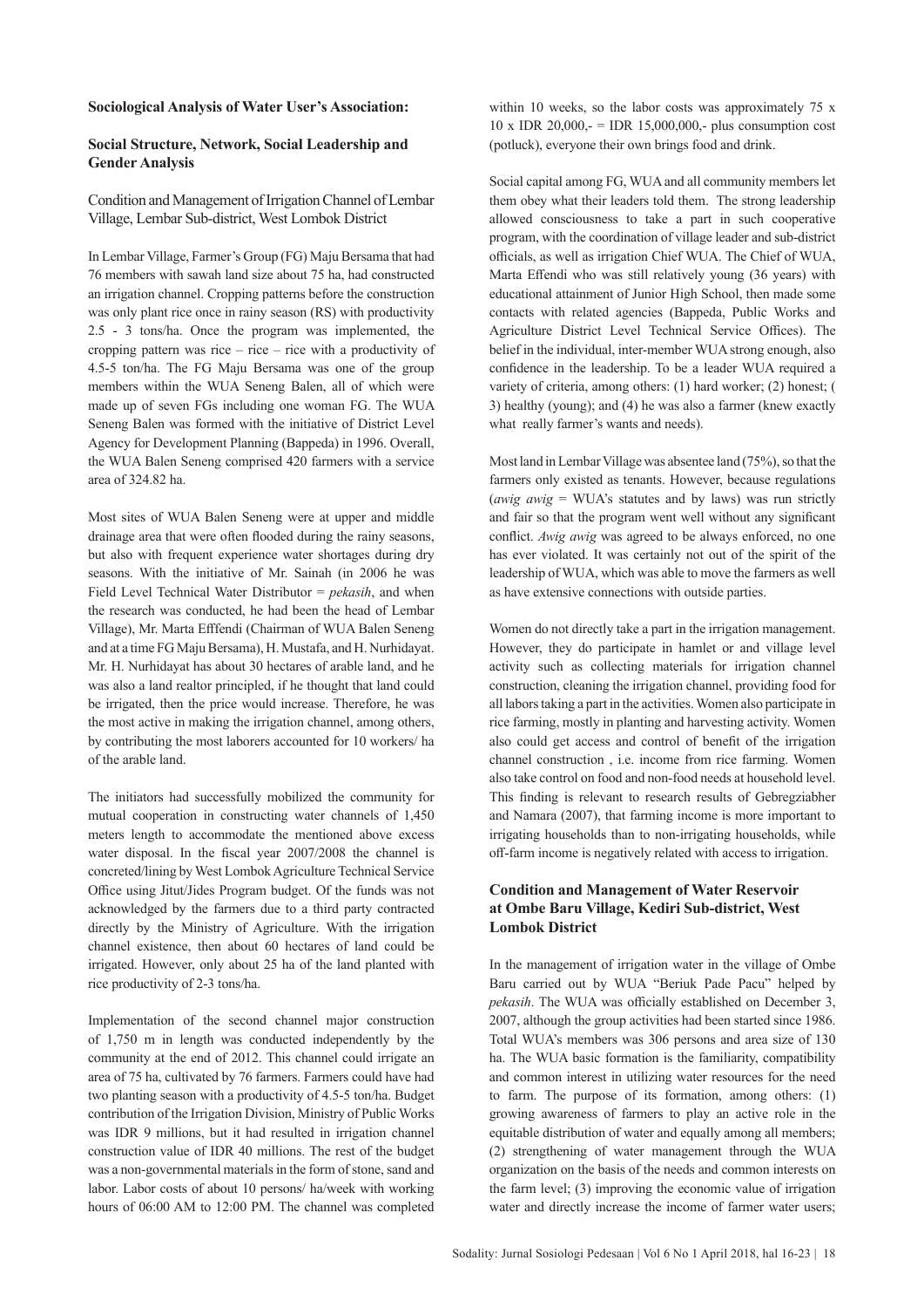**Sociological Analysis of Water User's Association:**

**Social Structure, Network, Social Leadership and Gender Analysis**

Condition and Management of Irrigation Channel of Lembar Village, Lembar Sub-district, West Lombok District

In Lembar Village, Farmer's Group (FG) Maju Bersama that had 76 members with sawah land size about 75 ha, had constructed an irrigation channel. Cropping patterns before the construction was only plant rice once in rainy season (RS) with productivity 2.5 - 3 tons/ha. Once the program was implemented, the cropping pattern was rice – rice – rice with a productivity of 4.5-5 ton/ha. The FG Maju Bersama was one of the group members within the WUA Seneng Balen, all of which were made up of seven FGs including one woman FG. The WUA Seneng Balen was formed with the initiative of District Level Agency for Development Planning (Bappeda) in 1996. Overall, the WUA Balen Seneng comprised 420 farmers with a service area of 324.82 ha.

Most sites of WUA Balen Seneng were at upper and middle drainage area that were often flooded during the rainy seasons, but also with frequent experience water shortages during dry seasons. With the initiative of Mr. Sainah (in 2006 he was Field Level Technical Water Distributor = *pekasih*, and when the research was conducted, he had been the head of Lembar Village), Mr. Marta Efffendi (Chairman of WUA Balen Seneng and at a time FG Maju Bersama), H. Mustafa, and H. Nurhidayat. Mr. H. Nurhidayat has about 30 hectares of arable land, and he was also a land realtor principled, if he thought that land could be irrigated, then the price would increase. Therefore, he was the most active in making the irrigation channel, among others, by contributing the most laborers accounted for 10 workers/ ha of the arable land.

The initiators had successfully mobilized the community for mutual cooperation in constructing water channels of 1,450 meters length to accommodate the mentioned above excess water disposal. In the fiscal year 2007/2008 the channel is concreted/lining by West Lombok Agriculture Technical Service Office using Jitut/Jides Program budget. Of the funds was not acknowledged by the farmers due to a third party contracted directly by the Ministry of Agriculture. With the irrigation channel existence, then about 60 hectares of land could be irrigated. However, only about 25 ha of the land planted with rice productivity of 2-3 tons/ha.

Implementation of the second channel major construction of 1,750 m in length was conducted independently by the community at the end of 2012. This channel could irrigate an area of 75 ha, cultivated by 76 farmers. Farmers could have had two planting season with a productivity of 4.5-5 ton/ha. Budget contribution of the Irrigation Division, Ministry of Public Works was IDR 9 millions, but it had resulted in irrigation channel construction value of IDR 40 millions. The rest of the budget was a non-governmental materials in the form of stone, sand and labor. Labor costs of about 10 persons/ ha/week with working hours of 06:00 AM to 12:00 PM. The channel was completed within 10 weeks, so the labor costs was approximately 75 x 10 x IDR 20,000,- = IDR 15,000,000,- plus consumption cost (potluck), everyone their own brings food and drink.

Social capital among FG, WUA and all community members let them obey what their leaders told them. The strong leadership allowed consciousness to take a part in such cooperative program, with the coordination of village leader and sub-district officials, as well as irrigation Chief WUA. The Chief of WUA, Marta Effendi who was still relatively young (36 years) with educational attainment of Junior High School, then made some contacts with related agencies (Bappeda, Public Works and Agriculture District Level Technical Service Offices). The belief in the individual, inter-member WUA strong enough, also confidence in the leadership. To be a leader WUA required a variety of criteria, among others: (1) hard worker; (2) honest; ( 3) healthy (young); and (4) he was also a farmer (knew exactly what really farmer's wants and needs).

Most land in Lembar Village was absentee land (75%), so that the farmers only existed as tenants. However, because regulations (*awig awig* = WUA's statutes and by laws) was run strictly and fair so that the program went well without any significant conflict. *Awig awig* was agreed to be always enforced, no one has ever violated. It was certainly not out of the spirit of the leadership of WUA, which was able to move the farmers as well as have extensive connections with outside parties.

Women do not directly take a part in the irrigation management. However, they do participate in hamlet or and village level activity such as collecting materials for irrigation channel construction, cleaning the irrigation channel, providing food for all labors taking a part in the activities. Women also participate in rice farming, mostly in planting and harvesting activity. Women also could get access and control of benefit of the irrigation channel construction , i.e. income from rice farming. Women also take control on food and non-food needs at household level. This finding is relevant to research results of Gebregziabher and Namara (2007), that farming income is more important to irrigating households than to non-irrigating households, while off-farm income is negatively related with access to irrigation.

**Condition and Management of Water Reservoir at Ombe Baru Village, Kediri Sub-district, West Lombok District**

In the management of irrigation water in the village of Ombe Baru carried out by WUA "Beriuk Pade Pacu" helped by *pekasih*. The WUA was officially established on December 3, 2007, although the group activities had been started since 1986. Total WUA's members was 306 persons and area size of 130 ha. The WUA basic formation is the familiarity, compatibility and common interest in utilizing water resources for the need to farm. The purpose of its formation, among others: (1) growing awareness of farmers to play an active role in the equitable distribution of water and equally among all members; (2) strengthening of water management through the WUA organization on the basis of the needs and common interests on the farm level; (3) improving the economic value of irrigation water and directly increase the income of farmer water users;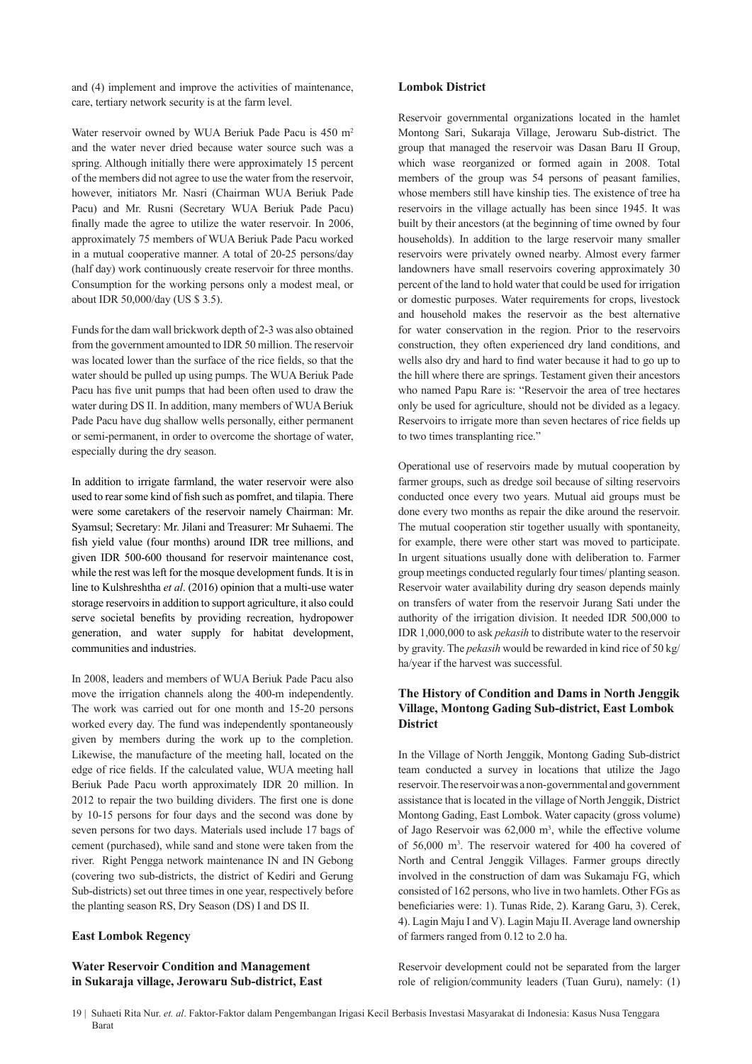and (4) implement and improve the activities of maintenance, care, tertiary network security is at the farm level.

Water reservoir owned by WUA Beriuk Pade Pacu is 450 m$^2$ and the water never dried because water source such was a spring. Although initially there were approximately 15 percent of the members did not agree to use the water from the reservoir, however, initiators Mr. Nasri (Chairman WUA Beriuk Pade Pacu) and Mr. Rusni (Secretary WUA Beriuk Pade Pacu) finally made the agree to utilize the water reservoir. In 2006, approximately 75 members of WUA Beriuk Pade Pacu worked in a mutual cooperative manner. A total of 20-25 persons/day (half day) work continuously create reservoir for three months. Consumption for the working persons only a modest meal, or about IDR 50,000/day (US $ 3.5).

Funds for the dam wall brickwork depth of 2-3 was also obtained from the government amounted to IDR 50 million. The reservoir was located lower than the surface of the rice fields, so that the water should be pulled up using pumps. The WUA Beriuk Pade Pacu has five unit pumps that had been often used to draw the water during DS II. In addition, many members of WUA Beriuk Pade Pacu have dug shallow wells personally, either permanent or semi-permanent, in order to overcome the shortage of water, especially during the dry season.

In addition to irrigate farmland, the water reservoir were also used to rear some kind of fish such as pomfret, and tilapia. There were some caretakers of the reservoir namely Chairman: Mr. Syamsul; Secretary: Mr. Jilani and Treasurer: Mr Suhaemi. The fish yield value (four months) around IDR tree millions, and given IDR 500-600 thousand for reservoir maintenance cost, while the rest was left for the mosque development funds. It is in line to Kulshreshtha *et al*. (2016) opinion that a multi-use water storage reservoirs in addition to support agriculture, it also could serve societal benefits by providing recreation, hydropower generation, and water supply for habitat development, communities and industries.

In 2008, leaders and members of WUA Beriuk Pade Pacu also move the irrigation channels along the 400-m independently. The work was carried out for one month and 15-20 persons worked every day. The fund was independently spontaneously given by members during the work up to the completion. Likewise, the manufacture of the meeting hall, located on the edge of rice fields. If the calculated value, WUA meeting hall Beriuk Pade Pacu worth approximately IDR 20 million. In 2012 to repair the two building dividers. The first one is done by 10-15 persons for four days and the second was done by seven persons for two days. Materials used include 17 bags of cement (purchased), while sand and stone were taken from the river. Right Pengga network maintenance IN and IN Gebong (covering two sub-districts, the district of Kediri and Gerung Sub-districts) set out three times in one year, respectively before the planting season RS, Dry Season (DS) I and DS II.

### East Lombok Regency

#### Water Reservoir Condition and Management in Sukaraja village, Jerowaru Sub-district, East Lombok District

Reservoir governmental organizations located in the hamlet Montong Sari, Sukaraja Village, Jerowaru Sub-district. The group that managed the reservoir was Dasan Baru II Group, which wase reorganized or formed again in 2008. Total members of the group was 54 persons of peasant families, whose members still have kinship ties. The existence of tree ha reservoirs in the village actually has been since 1945. It was built by their ancestors (at the beginning of time owned by four households). In addition to the large reservoir many smaller reservoirs were privately owned nearby. Almost every farmer landowners have small reservoirs covering approximately 30 percent of the land to hold water that could be used for irrigation or domestic purposes. Water requirements for crops, livestock and household makes the reservoir as the best alternative for water conservation in the region. Prior to the reservoirs construction, they often experienced dry land conditions, and wells also dry and hard to find water because it had to go up to the hill where there are springs. Testament given their ancestors who named Papu Rare is: "Reservoir the area of tree hectares only be used for agriculture, should not be divided as a legacy. Reservoirs to irrigate more than seven hectares of rice fields up to two times transplanting rice."

Operational use of reservoirs made by mutual cooperation by farmer groups, such as dredge soil because of silting reservoirs conducted once every two years. Mutual aid groups must be done every two months as repair the dike around the reservoir. The mutual cooperation stir together usually with spontaneity, for example, there were other start was moved to participate. In urgent situations usually done with deliberation to. Farmer group meetings conducted regularly four times/ planting season. Reservoir water availability during dry season depends mainly on transfers of water from the reservoir Jurang Sati under the authority of the irrigation division. It needed IDR 500,000 to IDR 1,000,000 to ask *pekasih* to distribute water to the reservoir by gravity. The *pekasih* would be rewarded in kind rice of 50 kg/ ha/year if the harvest was successful.

#### The History of Condition and Dams in North Jenggik Village, Montong Gading Sub-district, East Lombok District

In the Village of North Jenggik, Montong Gading Sub-district team conducted a survey in locations that utilize the Jago reservoir. The reservoir was a non-governmental and government assistance that is located in the village of North Jenggik, District Montong Gading, East Lombok. Water capacity (gross volume) of Jago Reservoir was 62,000 m$^3$, while the effective volume of 56,000 m$^3$. The reservoir watered for 400 ha covered of North and Central Jenggik Villages. Farmer groups directly involved in the construction of dam was Sukamaju FG, which consisted of 162 persons, who live in two hamlets. Other FGs as beneficiaries were: 1). Tunas Ride, 2). Karang Garu, 3). Cerek, 4). Lagin Maju I and V). Lagin Maju II. Average land ownership of farmers ranged from 0.12 to 2.0 ha.

Reservoir development could not be separated from the larger role of religion/community leaders (Tuan Guru), namely: (1)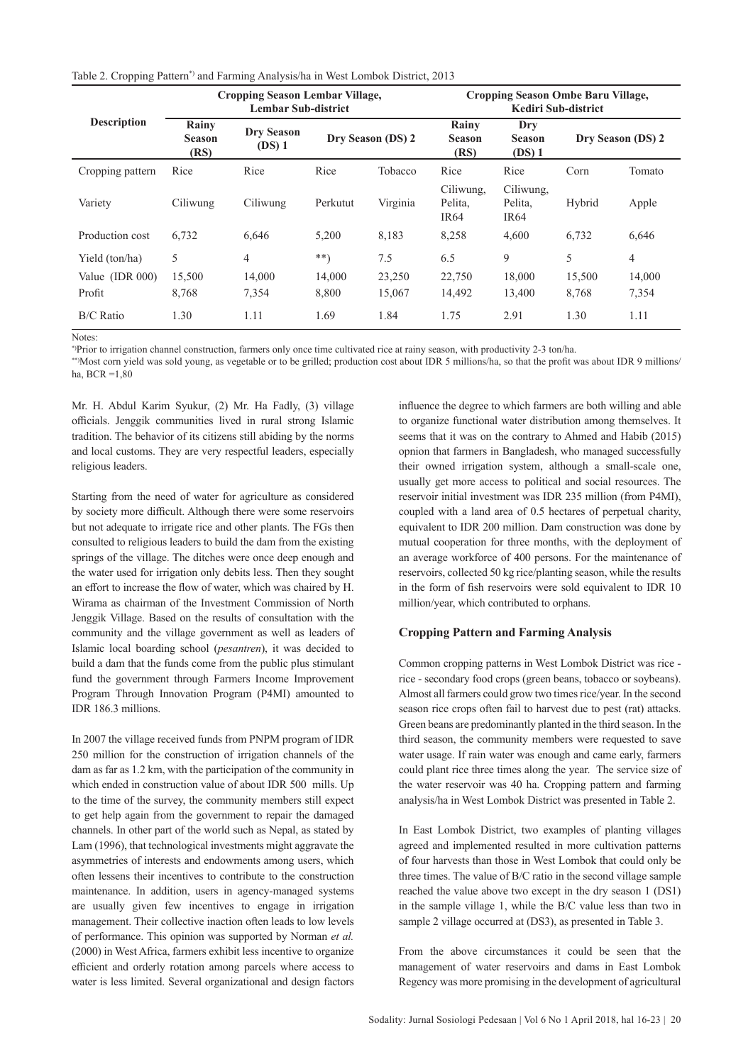Table 2. Cropping Pattern*) and Farming Analysis/ha in West Lombok District, 2013

| Description | Cropping Season Lembar Village, Lembar Sub-district | | | | Cropping Season Ombe Baru Village, Kediri Sub-district | | | |
|---|---|---|---|---|---|---|---|---|
| | Rainy Season (RS) | Dry Season (DS) 1 | Dry Season (DS) 2 | | Rainy Season (RS) | Dry Season (DS) 1 | Dry Season (DS) 2 | |
| Cropping pattern | Rice | Rice | Rice | Tobacco | Rice | Rice | Corn | Tomato |
| Variety | Ciliwung | Ciliwung | Perkutut | Virginia | Ciliwung, Pelita, IR64 | Ciliwung, Pelita, IR64 | Hybrid | Apple |
| Production cost | 6,732 | 6,646 | 5,200 | 8,183 | 8,258 | 4,600 | 6,732 | 6,646 |
| Yield (ton/ha) | 5 | 4 | **) | 7.5 | 6.5 | 9 | 5 | 4 |
| Value (IDR 000) | 15,500 | 14,000 | 14,000 | 23,250 | 22,750 | 18,000 | 15,500 | 14,000 |
| Profit | 8,768 | 7,354 | 8,800 | 15,067 | 14,492 | 13,400 | 8,768 | 7,354 |
| B/C Ratio | 1.30 | 1.11 | 1.69 | 1.84 | 1.75 | 2.91 | 1.30 | 1.11 |

Notes:

*)Prior to irrigation channel construction, farmers only once time cultivated rice at rainy season, with productivity 2-3 ton/ha.

**)Most corn yield was sold young, as vegetable or to be grilled; production cost about IDR 5 millions/ha, so that the profit was about IDR 9 millions/ha, BCR =1,80

Mr. H. Abdul Karim Syukur, (2) Mr. Ha Fadly, (3) village officials. Jenggik communities lived in rural strong Islamic tradition. The behavior of its citizens still abiding by the norms and local customs. They are very respectful leaders, especially religious leaders.

Starting from the need of water for agriculture as considered by society more difficult. Although there were some reservoirs but not adequate to irrigate rice and other plants. The FGs then consulted to religious leaders to build the dam from the existing springs of the village. The ditches were once deep enough and the water used for irrigation only debits less. Then they sought an effort to increase the flow of water, which was chaired by H. Wirama as chairman of the Investment Commission of North Jenggik Village. Based on the results of consultation with the community and the village government as well as leaders of Islamic local boarding school (*pesantren*), it was decided to build a dam that the funds come from the public plus stimulant fund the government through Farmers Income Improvement Program Through Innovation Program (P4MI) amounted to IDR 186.3 millions.

In 2007 the village received funds from PNPM program of IDR 250 million for the construction of irrigation channels of the dam as far as 1.2 km, with the participation of the community in which ended in construction value of about IDR 500 mills. Up to the time of the survey, the community members still expect to get help again from the government to repair the damaged channels. In other part of the world such as Nepal, as stated by Lam (1996), that technological investments might aggravate the asymmetries of interests and endowments among users, which often lessens their incentives to contribute to the construction maintenance. In addition, users in agency-managed systems are usually given few incentives to engage in irrigation management. Their collective inaction often leads to low levels of performance. This opinion was supported by Norman *et al.* (2000) in West Africa, farmers exhibit less incentive to organize efficient and orderly rotation among parcels where access to water is less limited. Several organizational and design factors influence the degree to which farmers are both willing and able to organize functional water distribution among themselves. It seems that it was on the contrary to Ahmed and Habib (2015) opnion that farmers in Bangladesh, who managed successfully their owned irrigation system, although a small-scale one, usually get more access to political and social resources. The reservoir initial investment was IDR 235 million (from P4MI), coupled with a land area of 0.5 hectares of perpetual charity, equivalent to IDR 200 million. Dam construction was done by mutual cooperation for three months, with the deployment of an average workforce of 400 persons. For the maintenance of reservoirs, collected 50 kg rice/planting season, while the results in the form of fish reservoirs were sold equivalent to IDR 10 million/year, which contributed to orphans.

### Cropping Pattern and Farming Analysis

Common cropping patterns in West Lombok District was rice - rice - secondary food crops (green beans, tobacco or soybeans). Almost all farmers could grow two times rice/year. In the second season rice crops often fail to harvest due to pest (rat) attacks. Green beans are predominantly planted in the third season. In the third season, the community members were requested to save water usage. If rain water was enough and came early, farmers could plant rice three times along the year. The service size of the water reservoir was 40 ha. Cropping pattern and farming analysis/ha in West Lombok District was presented in Table 2.

In East Lombok District, two examples of planting villages agreed and implemented resulted in more cultivation patterns of four harvests than those in West Lombok that could only be three times. The value of B/C ratio in the second village sample reached the value above two except in the dry season 1 (DS1) in the sample village 1, while the B/C value less than two in sample 2 village occurred at (DS3), as presented in Table 3.

From the above circumstances it could be seen that the management of water reservoirs and dams in East Lombok Regency was more promising in the development of agricultural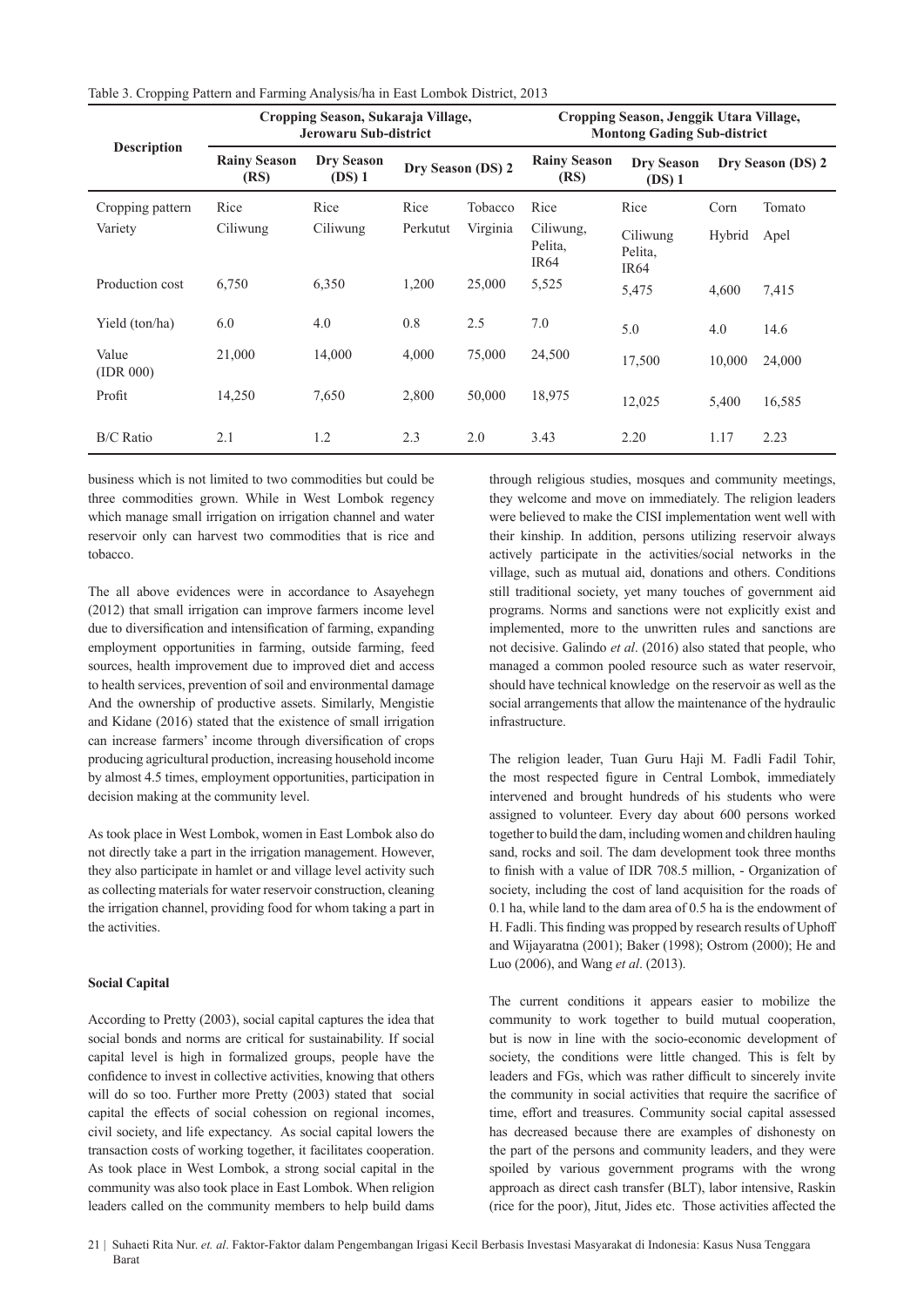Table 3. Cropping Pattern and Farming Analysis/ha in East Lombok District, 2013

| Description | Cropping Season, Sukaraja Village, Jerowaru Sub-district | | | | Cropping Season, Jenggik Utara Village, Montong Gading Sub-district | | | |
|---|---|---|---|---|---|---|---|---|
| | Rainy Season (RS) | Dry Season (DS) 1 | Dry Season (DS) 2 | | Rainy Season (RS) | Dry Season (DS) 1 | Dry Season (DS) 2 | |
| Cropping pattern | Rice | Rice | Rice | Tobacco | Rice | Rice | Corn | Tomato |
| Variety | Ciliwung | Ciliwung | Perkutut | Virginia | Ciliwung, Pelita, IR64 | Ciliwung Pelita, IR64 | Hybrid | Apel |
| Production cost | 6,750 | 6,350 | 1,200 | 25,000 | 5,525 | 5,475 | 4,600 | 7,415 |
| Yield (ton/ha) | 6.0 | 4.0 | 0.8 | 2.5 | 7.0 | 5.0 | 4.0 | 14.6 |
| Value (IDR 000) | 21,000 | 14,000 | 4,000 | 75,000 | 24,500 | 17,500 | 10,000 | 24,000 |
| Profit | 14,250 | 7,650 | 2,800 | 50,000 | 18,975 | 12,025 | 5,400 | 16,585 |
| B/C Ratio | 2.1 | 1.2 | 2.3 | 2.0 | 3.43 | 2.20 | 1.17 | 2.23 |

business which is not limited to two commodities but could be three commodities grown. While in West Lombok regency which manage small irrigation on irrigation channel and water reservoir only can harvest two commodities that is rice and tobacco.

The all above evidences were in accordance to Asayehegn (2012) that small irrigation can improve farmers income level due to diversification and intensification of farming, expanding employment opportunities in farming, outside farming, feed sources, health improvement due to improved diet and access to health services, prevention of soil and environmental damage And the ownership of productive assets. Similarly, Mengistie and Kidane (2016) stated that the existence of small irrigation can increase farmers' income through diversification of crops producing agricultural production, increasing household income by almost 4.5 times, employment opportunities, participation in decision making at the community level.

As took place in West Lombok, women in East Lombok also do not directly take a part in the irrigation management. However, they also participate in hamlet or and village level activity such as collecting materials for water reservoir construction, cleaning the irrigation channel, providing food for whom taking a part in the activities.

**Social Capital**

According to Pretty (2003), social capital captures the idea that social bonds and norms are critical for sustainability. If social capital level is high in formalized groups, people have the confidence to invest in collective activities, knowing that others will do so too. Further more Pretty (2003) stated that social capital the effects of social cohession on regional incomes, civil society, and life expectancy. As social capital lowers the transaction costs of working together, it facilitates cooperation. As took place in West Lombok, a strong social capital in the community was also took place in East Lombok. When religion leaders called on the community members to help build dams through religious studies, mosques and community meetings, they welcome and move on immediately. The religion leaders were believed to make the CISI implementation went well with their kinship. In addition, persons utilizing reservoir always actively participate in the activities/social networks in the village, such as mutual aid, donations and others. Conditions still traditional society, yet many touches of government aid programs. Norms and sanctions were not explicitly exist and implemented, more to the unwritten rules and sanctions are not decisive. Galindo *et al*. (2016) also stated that people, who managed a common pooled resource such as water reservoir, should have technical knowledge on the reservoir as well as the social arrangements that allow the maintenance of the hydraulic infrastructure.

The religion leader, Tuan Guru Haji M. Fadli Fadil Tohir, the most respected figure in Central Lombok, immediately intervened and brought hundreds of his students who were assigned to volunteer. Every day about 600 persons worked together to build the dam, including women and children hauling sand, rocks and soil. The dam development took three months to finish with a value of IDR 708.5 million, - Organization of society, including the cost of land acquisition for the roads of 0.1 ha, while land to the dam area of 0.5 ha is the endowment of H. Fadli. This finding was propped by research results of Uphoff and Wijayaratna (2001); Baker (1998); Ostrom (2000); He and Luo (2006), and Wang *et al*. (2013).

The current conditions it appears easier to mobilize the community to work together to build mutual cooperation, but is now in line with the socio-economic development of society, the conditions were little changed. This is felt by leaders and FGs, which was rather difficult to sincerely invite the community in social activities that require the sacrifice of time, effort and treasures. Community social capital assessed has decreased because there are examples of dishonesty on the part of the persons and community leaders, and they were spoiled by various government programs with the wrong approach as direct cash transfer (BLT), labor intensive, Raskin (rice for the poor), Jitut, Jides etc. Those activities affected the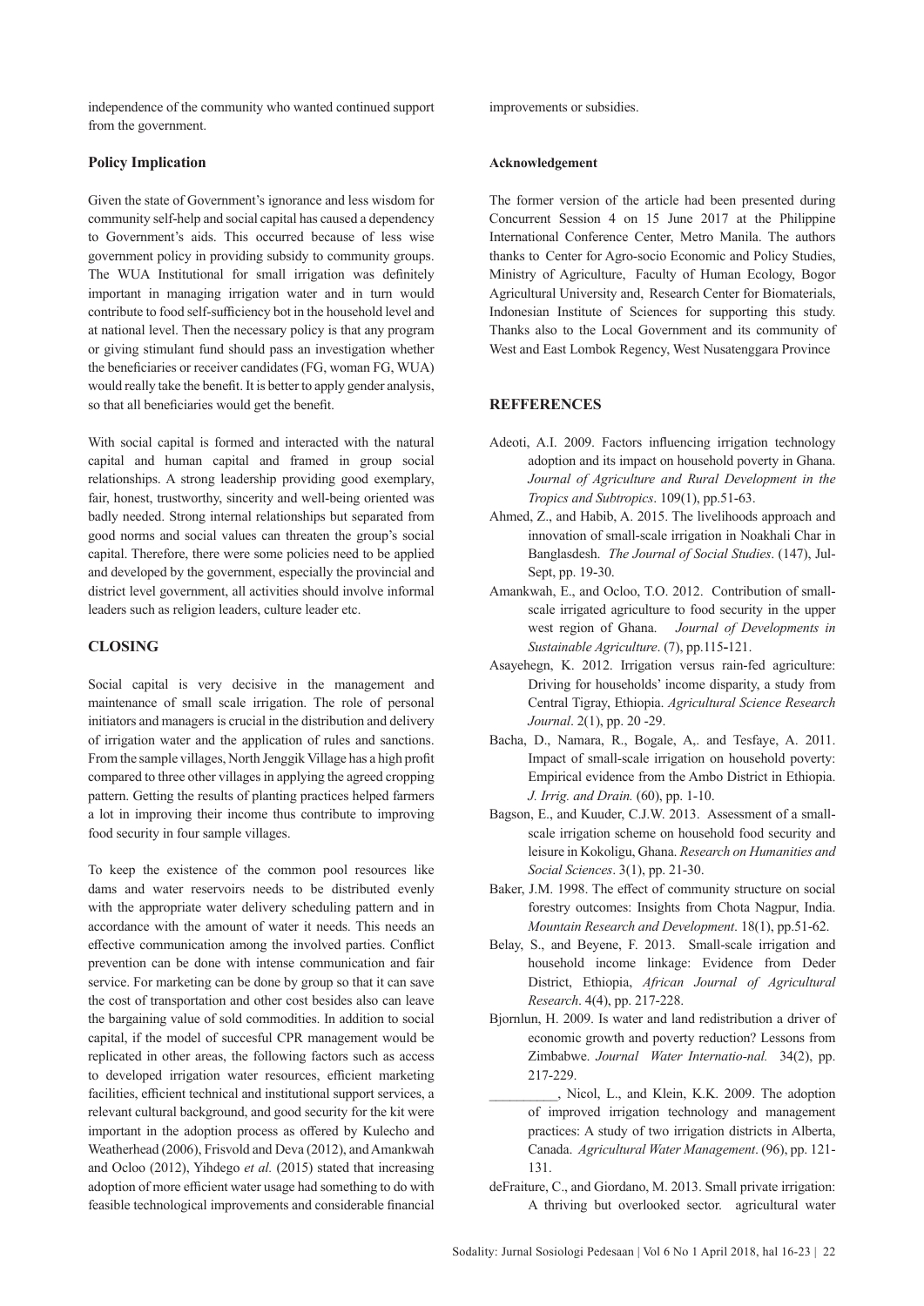independence of the community who wanted continued support from the government.

### Policy Implication

Given the state of Government's ignorance and less wisdom for community self-help and social capital has caused a dependency to Government's aids. This occurred because of less wise government policy in providing subsidy to community groups. The WUA Institutional for small irrigation was definitely important in managing irrigation water and in turn would contribute to food self-sufficiency bot in the household level and at national level. Then the necessary policy is that any program or giving stimulant fund should pass an investigation whether the beneficiaries or receiver candidates (FG, woman FG, WUA) would really take the benefit. It is better to apply gender analysis, so that all beneficiaries would get the benefit.

With social capital is formed and interacted with the natural capital and human capital and framed in group social relationships. A strong leadership providing good exemplary, fair, honest, trustworthy, sincerity and well-being oriented was badly needed. Strong internal relationships but separated from good norms and social values can threaten the group's social capital. Therefore, there were some policies need to be applied and developed by the government, especially the provincial and district level government, all activities should involve informal leaders such as religion leaders, culture leader etc.

## CLOSING

Social capital is very decisive in the management and maintenance of small scale irrigation. The role of personal initiators and managers is crucial in the distribution and delivery of irrigation water and the application of rules and sanctions. From the sample villages, North Jenggik Village has a high profit compared to three other villages in applying the agreed cropping pattern. Getting the results of planting practices helped farmers a lot in improving their income thus contribute to improving food security in four sample villages.

To keep the existence of the common pool resources like dams and water reservoirs needs to be distributed evenly with the appropriate water delivery scheduling pattern and in accordance with the amount of water it needs. This needs an effective communication among the involved parties. Conflict prevention can be done with intense communication and fair service. For marketing can be done by group so that it can save the cost of transportation and other cost besides also can leave the bargaining value of sold commodities. In addition to social capital, if the model of succesful CPR management would be replicated in other areas, the following factors such as access to developed irrigation water resources, efficient marketing facilities, efficient technical and institutional support services, a relevant cultural background, and good security for the kit were important in the adoption process as offered by Kulecho and Weatherhead (2006), Frisvold and Deva (2012), and Amankwah and Ocloo (2012), Yihdego *et al.* (2015) stated that increasing adoption of more efficient water usage had something to do with feasible technological improvements and considerable financial improvements or subsidies.

#### Acknowledgement

The former version of the article had been presented during Concurrent Session 4 on 15 June 2017 at the Philippine International Conference Center, Metro Manila. The authors thanks to Center for Agro-socio Economic and Policy Studies, Ministry of Agriculture, Faculty of Human Ecology, Bogor Agricultural University and, Research Center for Biomaterials, Indonesian Institute of Sciences for supporting this study. Thanks also to the Local Government and its community of West and East Lombok Regency, West Nusatenggara Province

## REFFERENCES

Adeoti, A.I. 2009. Factors influencing irrigation technology adoption and its impact on household poverty in Ghana. *Journal of Agriculture and Rural Development in the Tropics and Subtropics*. 109(1), pp.51-63.

Ahmed, Z., and Habib, A. 2015. The livelihoods approach and innovation of small-scale irrigation in Noakhali Char in Banglasdesh. *The Journal of Social Studies*. (147), Jul-Sept, pp. 19-30.

Amankwah, E., and Ocloo, T.O. 2012. Contribution of small-scale irrigated agriculture to food security in the upper west region of Ghana. *Journal of Developments in Sustainable Agriculture*. (7), pp.115-121.

Asayehegn, K. 2012. Irrigation versus rain-fed agriculture: Driving for households' income disparity, a study from Central Tigray, Ethiopia. *Agricultural Science Research Journal*. 2(1), pp. 20 -29.

Bacha, D., Namara, R., Bogale, A,. and Tesfaye, A. 2011. Impact of small-scale irrigation on household poverty: Empirical evidence from the Ambo District in Ethiopia. *J. Irrig. and Drain.* (60), pp. 1-10.

Bagson, E., and Kuuder, C.J.W. 2013. Assessment of a small-scale irrigation scheme on household food security and leisure in Kokoligu, Ghana. *Research on Humanities and Social Sciences*. 3(1), pp. 21-30.

Baker, J.M. 1998. The effect of community structure on social forestry outcomes: Insights from Chota Nagpur, India. *Mountain Research and Development*. 18(1), pp.51-62.

Belay, S., and Beyene, F. 2013. Small-scale irrigation and household income linkage: Evidence from Deder District, Ethiopia, *African Journal of Agricultural Research*. 4(4), pp. 217-228.

Bjornlun, H. 2009. Is water and land redistribution a driver of economic growth and poverty reduction? Lessons from Zimbabwe. *Journal Water Internatio-nal.* 34(2), pp. 217-229.

__________, Nicol, L., and Klein, K.K. 2009. The adoption of improved irrigation technology and management practices: A study of two irrigation districts in Alberta, Canada. *Agricultural Water Management*. (96), pp. 121-131.

deFraiture, C., and Giordano, M. 2013. Small private irrigation: A thriving but overlooked sector. agricultural water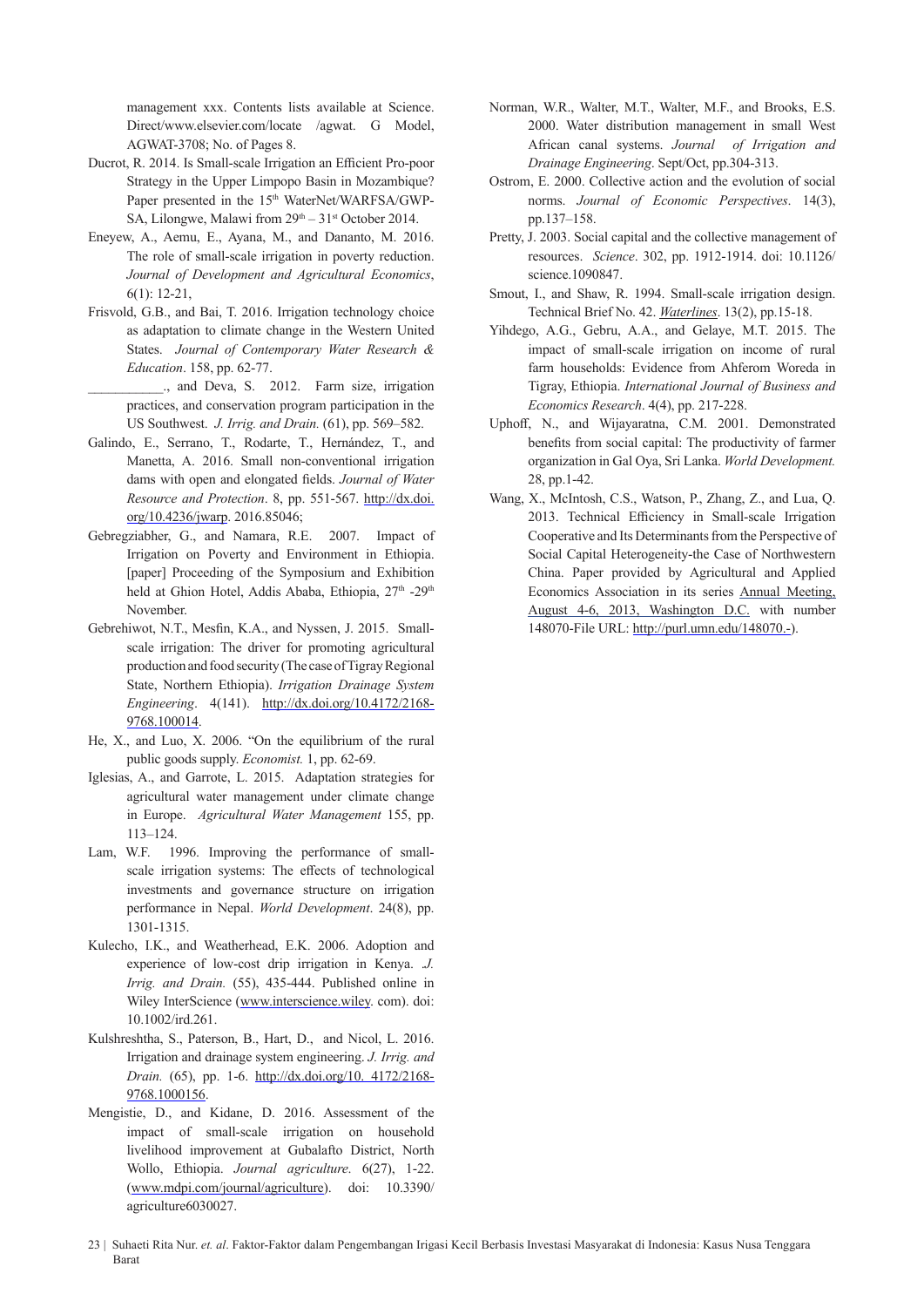management xxx. Contents lists available at Science. Direct/www.elsevier.com/locate /agwat. G Model, AGWAT-3708; No. of Pages 8.

Ducrot, R. 2014. Is Small-scale Irrigation an Efficient Pro-poor Strategy in the Upper Limpopo Basin in Mozambique? Paper presented in the 15th WaterNet/WARFSA/GWP-SA, Lilongwe, Malawi from 29th – 31st October 2014.

Eneyew, A., Aemu, E., Ayana, M., and Dananto, M. 2016. The role of small-scale irrigation in poverty reduction. *Journal of Development and Agricultural Economics*, 6(1): 12-21,

Frisvold, G.B., and Bai, T. 2016. Irrigation technology choice as adaptation to climate change in the Western United States. *Journal of Contemporary Water Research & Education*. 158, pp. 62-77.

___________., and Deva, S. 2012. Farm size, irrigation practices, and conservation program participation in the US Southwest. *J. Irrig. and Drain.* (61), pp. 569–582.

Galindo, E., Serrano, T., Rodarte, T., Hernández, T., and Manetta, A. 2016. Small non-conventional irrigation dams with open and elongated fields. *Journal of Water Resource and Protection*. 8, pp. 551-567. http://dx.doi.org/10.4236/jwarp. 2016.85046;

Gebregziabher, G., and Namara, R.E. 2007. Impact of Irrigation on Poverty and Environment in Ethiopia. [paper] Proceeding of the Symposium and Exhibition held at Ghion Hotel, Addis Ababa, Ethiopia, 27th -29th November.

Gebrehiwot, N.T., Mesfin, K.A., and Nyssen, J. 2015. Small-scale irrigation: The driver for promoting agricultural production and food security (The case of Tigray Regional State, Northern Ethiopia). *Irrigation Drainage System Engineering*. 4(141). http://dx.doi.org/10.4172/2168-9768.100014.

He, X., and Luo, X. 2006. "On the equilibrium of the rural public goods supply. *Economist.* 1, pp. 62-69.

Iglesias, A., and Garrote, L. 2015. Adaptation strategies for agricultural water management under climate change in Europe. *Agricultural Water Management* 155, pp. 113–124.

Lam, W.F. 1996. Improving the performance of small-scale irrigation systems: The effects of technological investments and governance structure on irrigation performance in Nepal. *World Development*. 24(8), pp. 1301-1315.

Kulecho, I.K., and Weatherhead, E.K. 2006. Adoption and experience of low-cost drip irrigation in Kenya. *J. Irrig. and Drain.* (55), 435-444. Published online in Wiley InterScience (www.interscience.wiley. com). doi: 10.1002/ird.261.

Kulshreshtha, S., Paterson, B., Hart, D., and Nicol, L. 2016. Irrigation and drainage system engineering. *J. Irrig. and Drain.* (65), pp. 1-6. http://dx.doi.org/10. 4172/2168-9768.1000156.

Mengistie, D., and Kidane, D. 2016. Assessment of the impact of small-scale irrigation on household livelihood improvement at Gubalafto District, North Wollo, Ethiopia. *Journal agriculture*. 6(27), 1-22. (www.mdpi.com/journal/agriculture). doi: 10.3390/ agriculture6030027.

Norman, W.R., Walter, M.T., Walter, M.F., and Brooks, E.S. 2000. Water distribution management in small West African canal systems. *Journal of Irrigation and Drainage Engineering*. Sept/Oct, pp.304-313.

Ostrom, E. 2000. Collective action and the evolution of social norms. *Journal of Economic Perspectives*. 14(3), pp.137–158.

Pretty, J. 2003. Social capital and the collective management of resources. *Science*. 302, pp. 1912-1914. doi: 10.1126/ science.1090847.

Smout, I., and Shaw, R. 1994. Small-scale irrigation design. Technical Brief No. 42. *Waterlines*. 13(2), pp.15-18.

Yihdego, A.G., Gebru, A.A., and Gelaye, M.T. 2015. The impact of small-scale irrigation on income of rural farm households: Evidence from Ahferom Woreda in Tigray, Ethiopia. *International Journal of Business and Economics Research*. 4(4), pp. 217-228.

Uphoff, N., and Wijayaratna, C.M. 2001. Demonstrated benefits from social capital: The productivity of farmer organization in Gal Oya, Sri Lanka. *World Development.* 28, pp.1-42.

Wang, X., McIntosh, C.S., Watson, P., Zhang, Z., and Lua, Q. 2013. Technical Efficiency in Small-scale Irrigation Cooperative and Its Determinants from the Perspective of Social Capital Heterogeneity-the Case of Northwestern China. Paper provided by Agricultural and Applied Economics Association in its series Annual Meeting, August 4-6, 2013, Washington D.C. with number 148070-File URL: http://purl.umn.edu/148070.-).